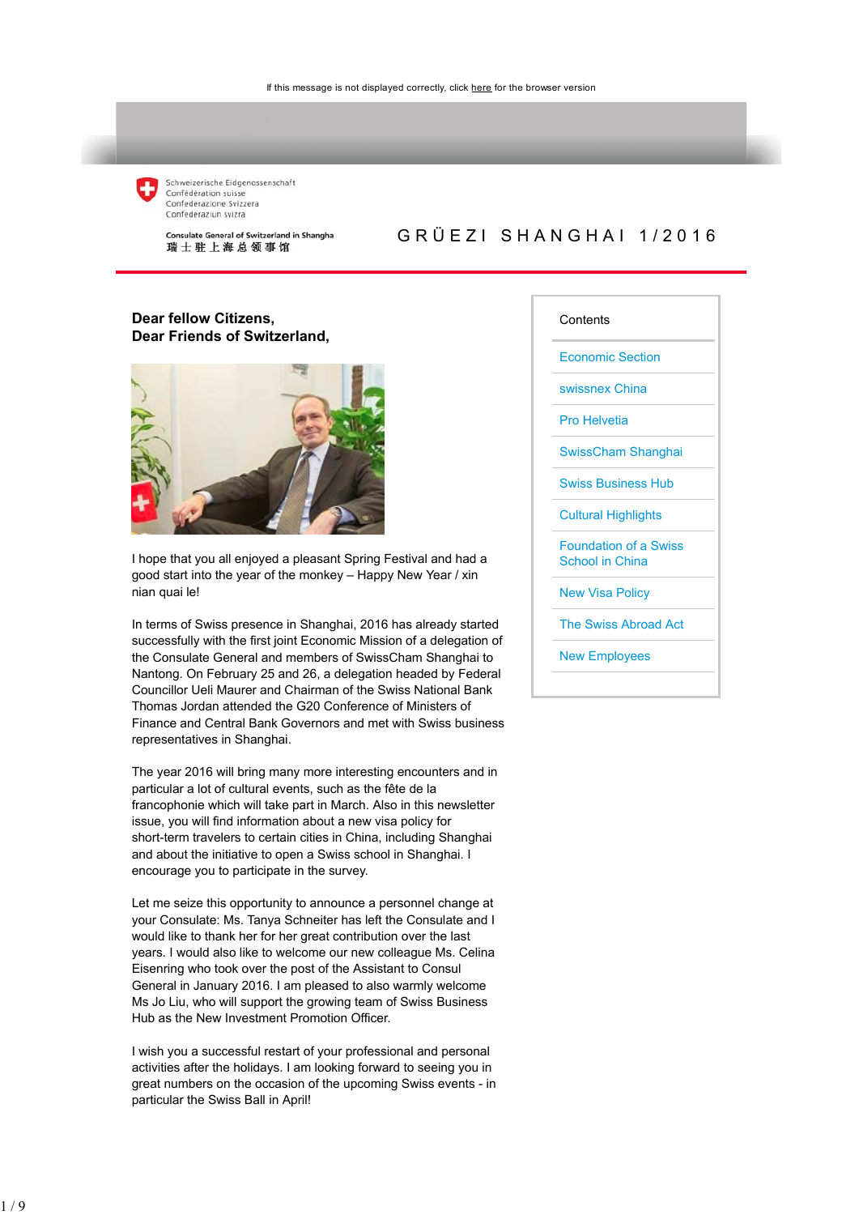If this message is not displayed correctly, click here for the browser version

Schweizerische Eidgenossenschaft
Confédération suisse
Confederazione Svizzera
Confederaziun svizra

Consulate General of Switzerland in Shangha
瑞士驻上海总领事馆

# GRÜEZI SHANGHAI 1/2016

**Contents**

- Economic Section
- swissnex China
- Pro Helvetia
- SwissCham Shanghai
- Swiss Business Hub
- Cultural Highlights
- Foundation of a Swiss School in China
- New Visa Policy
- The Swiss Abroad Act
- New Employees

**Dear fellow Citizens,**
**Dear Friends of Switzerland,**

I hope that you all enjoyed a pleasant Spring Festival and had a good start into the year of the monkey – Happy New Year / xin nian quai le!

In terms of Swiss presence in Shanghai, 2016 has already started successfully with the first joint Economic Mission of a delegation of the Consulate General and members of SwissCham Shanghai to Nantong. On February 25 and 26, a delegation headed by Federal Councillor Ueli Maurer and Chairman of the Swiss National Bank Thomas Jordan attended the G20 Conference of Ministers of Finance and Central Bank Governors and met with Swiss business representatives in Shanghai.

The year 2016 will bring many more interesting encounters and in particular a lot of cultural events, such as the fête de la francophonie which will take part in March. Also in this newsletter issue, you will find information about a new visa policy for short-term travelers to certain cities in China, including Shanghai and about the initiative to open a Swiss school in Shanghai. I encourage you to participate in the survey.

Let me seize this opportunity to announce a personnel change at your Consulate: Ms. Tanya Schneiter has left the Consulate and I would like to thank her for her great contribution over the last years. I would also like to welcome our new colleague Ms. Celina Eisenring who took over the post of the Assistant to Consul General in January 2016. I am pleased to also warmly welcome Ms Jo Liu, who will support the growing team of Swiss Business Hub as the New Investment Promotion Officer.

I wish you a successful restart of your professional and personal activities after the holidays. I am looking forward to seeing you in great numbers on the occasion of the upcoming Swiss events - in particular the Swiss Ball in April!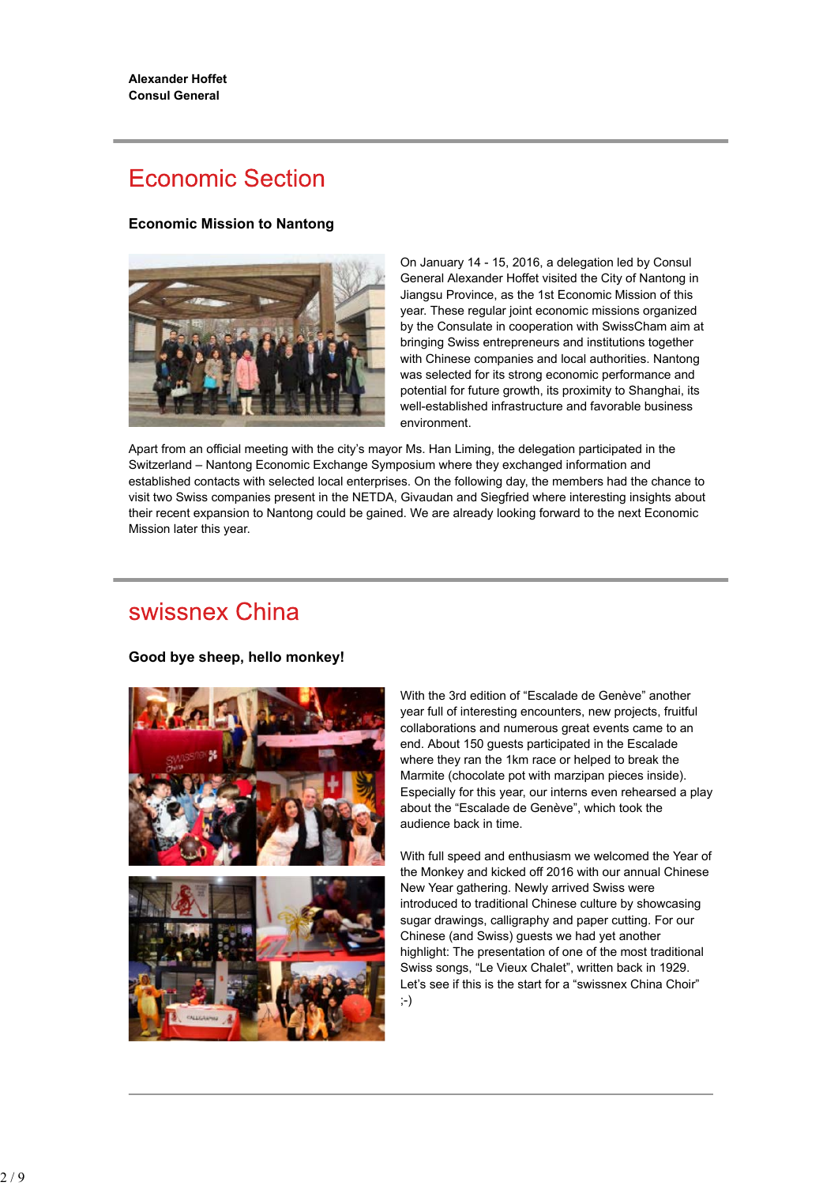**Alexander Hoffet**
**Consul General**

# Economic Section

### Economic Mission to Nantong

On January 14 - 15, 2016, a delegation led by Consul General Alexander Hoffet visited the City of Nantong in Jiangsu Province, as the 1st Economic Mission of this year. These regular joint economic missions organized by the Consulate in cooperation with SwissCham aim at bringing Swiss entrepreneurs and institutions together with Chinese companies and local authorities. Nantong was selected for its strong economic performance and potential for future growth, its proximity to Shanghai, its well-established infrastructure and favorable business environment.

Apart from an official meeting with the city's mayor Ms. Han Liming, the delegation participated in the Switzerland – Nantong Economic Exchange Symposium where they exchanged information and established contacts with selected local enterprises. On the following day, the members had the chance to visit two Swiss companies present in the NETDA, Givaudan and Siegfried where interesting insights about their recent expansion to Nantong could be gained. We are already looking forward to the next Economic Mission later this year.

# swissnex China

### Good bye sheep, hello monkey!

With the 3rd edition of "Escalade de Genève" another year full of interesting encounters, new projects, fruitful collaborations and numerous great events came to an end. About 150 guests participated in the Escalade where they ran the 1km race or helped to break the Marmite (chocolate pot with marzipan pieces inside). Especially for this year, our interns even rehearsed a play about the "Escalade de Genève", which took the audience back in time.

With full speed and enthusiasm we welcomed the Year of the Monkey and kicked off 2016 with our annual Chinese New Year gathering. Newly arrived Swiss were introduced to traditional Chinese culture by showcasing sugar drawings, calligraphy and paper cutting. For our Chinese (and Swiss) guests we had yet another highlight: The presentation of one of the most traditional Swiss songs, "Le Vieux Chalet", written back in 1929. Let's see if this is the start for a "swissnex China Choir" ;-)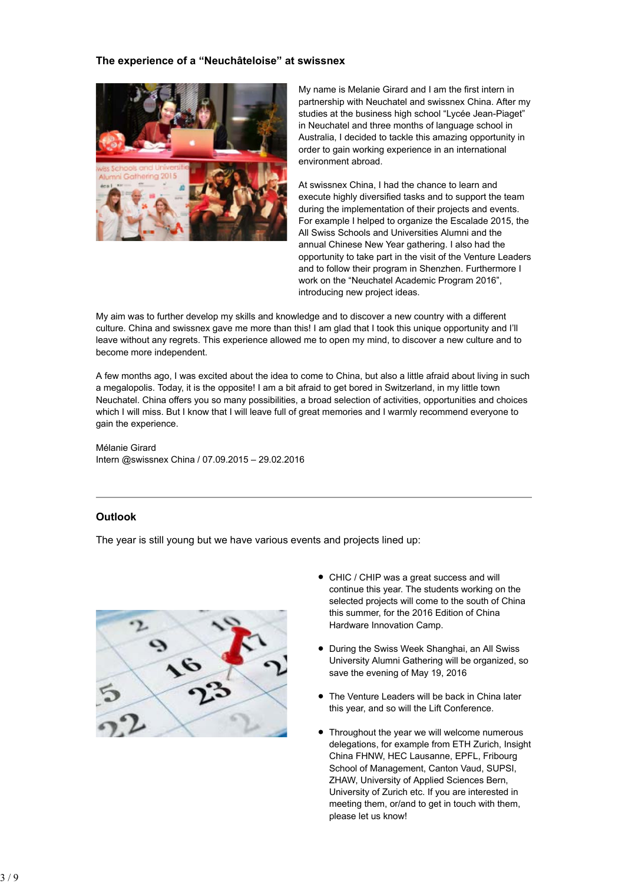### The experience of a “Neuchâteloise” at swissnex

My name is Melanie Girard and I am the first intern in partnership with Neuchatel and swissnex China. After my studies at the business high school “Lycée Jean-Piaget” in Neuchatel and three months of language school in Australia, I decided to tackle this amazing opportunity in order to gain working experience in an international environment abroad.

At swissnex China, I had the chance to learn and execute highly diversified tasks and to support the team during the implementation of their projects and events. For example I helped to organize the Escalade 2015, the All Swiss Schools and Universities Alumni and the annual Chinese New Year gathering. I also had the opportunity to take part in the visit of the Venture Leaders and to follow their program in Shenzhen. Furthermore I work on the “Neuchatel Academic Program 2016”, introducing new project ideas.

My aim was to further develop my skills and knowledge and to discover a new country with a different culture. China and swissnex gave me more than this! I am glad that I took this unique opportunity and I’ll leave without any regrets. This experience allowed me to open my mind, to discover a new culture and to become more independent.

A few months ago, I was excited about the idea to come to China, but also a little afraid about living in such a megalopolis. Today, it is the opposite! I am a bit afraid to get bored in Switzerland, in my little town Neuchatel. China offers you so many possibilities, a broad selection of activities, opportunities and choices which I will miss. But I know that I will leave full of great memories and I warmly recommend everyone to gain the experience.

Mélanie Girard
Intern @swissnex China / 07.09.2015 – 29.02.2016

---

### Outlook

The year is still young but we have various events and projects lined up:

- CHIC / CHIP was a great success and will continue this year. The students working on the selected projects will come to the south of China this summer, for the 2016 Edition of China Hardware Innovation Camp.
- During the Swiss Week Shanghai, an All Swiss University Alumni Gathering will be organized, so save the evening of May 19, 2016
- The Venture Leaders will be back in China later this year, and so will the Lift Conference.
- Throughout the year we will welcome numerous delegations, for example from ETH Zurich, Insight China FHNW, HEC Lausanne, EPFL, Fribourg School of Management, Canton Vaud, SUPSI, ZHAW, University of Applied Sciences Bern, University of Zurich etc. If you are interested in meeting them, or/and to get in touch with them, please let us know!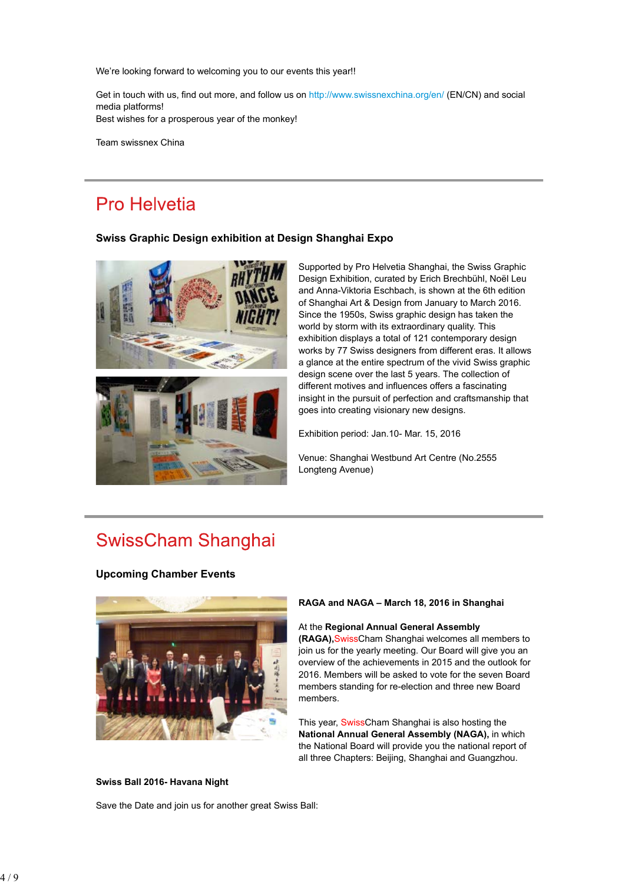We're looking forward to welcoming you to our events this year!!

Get in touch with us, find out more, and follow us on http://www.swissnexchina.org/en/ (EN/CN) and social media platforms!
Best wishes for a prosperous year of the monkey!

Team swissnex China

## Pro Helvetia

### Swiss Graphic Design exhibition at Design Shanghai Expo

Supported by Pro Helvetia Shanghai, the Swiss Graphic Design Exhibition, curated by Erich Brechbühl, Noël Leu and Anna-Viktoria Eschbach, is shown at the 6th edition of Shanghai Art & Design from January to March 2016. Since the 1950s, Swiss graphic design has taken the world by storm with its extraordinary quality. This exhibition displays a total of 121 contemporary design works by 77 Swiss designers from different eras. It allows a glance at the entire spectrum of the vivid Swiss graphic design scene over the last 5 years. The collection of different motives and influences offers a fascinating insight in the pursuit of perfection and craftsmanship that goes into creating visionary new designs.

Exhibition period: Jan.10- Mar. 15, 2016

Venue: Shanghai Westbund Art Centre (No.2555 Longteng Avenue)

## SwissCham Shanghai

### Upcoming Chamber Events

**RAGA and NAGA – March 18, 2016 in Shanghai**

At the **Regional Annual General Assembly (RAGA),** SwissCham Shanghai welcomes all members to join us for the yearly meeting. Our Board will give you an overview of the achievements in 2015 and the outlook for 2016. Members will be asked to vote for the seven Board members standing for re-election and three new Board members.

This year, SwissCham Shanghai is also hosting the **National Annual General Assembly (NAGA),** in which the National Board will provide you the national report of all three Chapters: Beijing, Shanghai and Guangzhou.

**Swiss Ball 2016- Havana Night**

Save the Date and join us for another great Swiss Ball: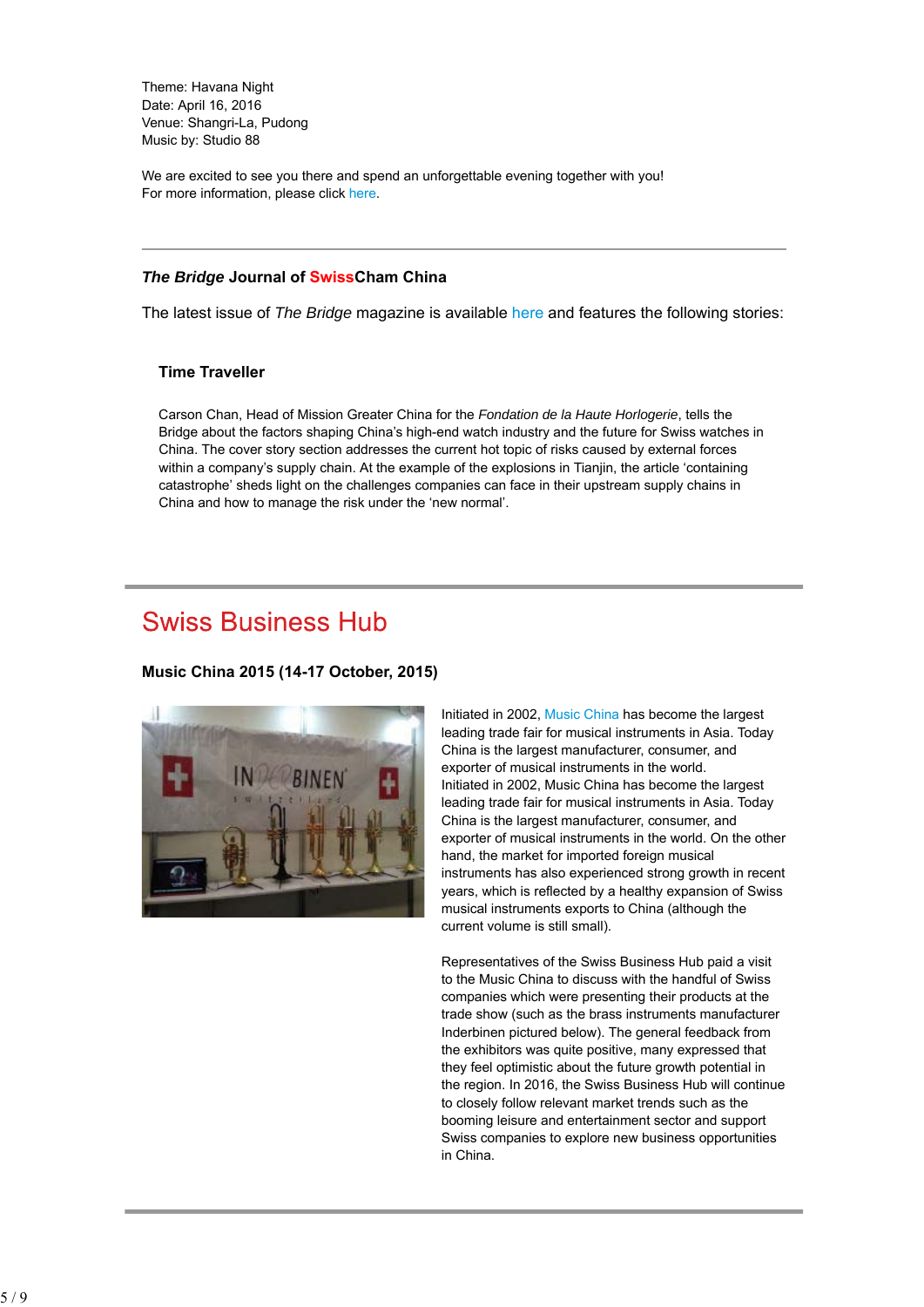Theme: Havana Night
Date: April 16, 2016
Venue: Shangri-La, Pudong
Music by: Studio 88

We are excited to see you there and spend an unforgettable evening together with you!
For more information, please click here.

---

### *The Bridge* Journal of SwissCham China

The latest issue of *The Bridge* magazine is available here and features the following stories:

#### Time Traveller

Carson Chan, Head of Mission Greater China for the *Fondation de la Haute Horlogerie*, tells the Bridge about the factors shaping China's high-end watch industry and the future for Swiss watches in China. The cover story section addresses the current hot topic of risks caused by external forces within a company's supply chain. At the example of the explosions in Tianjin, the article 'containing catastrophe' sheds light on the challenges companies can face in their upstream supply chains in China and how to manage the risk under the 'new normal'.

---

## Swiss Business Hub

### Music China 2015 (14-17 October, 2015)

Initiated in 2002, Music China has become the largest leading trade fair for musical instruments in Asia. Today China is the largest manufacturer, consumer, and exporter of musical instruments in the world.
Initiated in 2002, Music China has become the largest leading trade fair for musical instruments in Asia. Today China is the largest manufacturer, consumer, and exporter of musical instruments in the world. On the other hand, the market for imported foreign musical instruments has also experienced strong growth in recent years, which is reflected by a healthy expansion of Swiss musical instruments exports to China (although the current volume is still small).

Representatives of the Swiss Business Hub paid a visit to the Music China to discuss with the handful of Swiss companies which were presenting their products at the trade show (such as the brass instruments manufacturer Inderbinen pictured below). The general feedback from the exhibitors was quite positive, many expressed that they feel optimistic about the future growth potential in the region. In 2016, the Swiss Business Hub will continue to closely follow relevant market trends such as the booming leisure and entertainment sector and support Swiss companies to explore new business opportunities in China.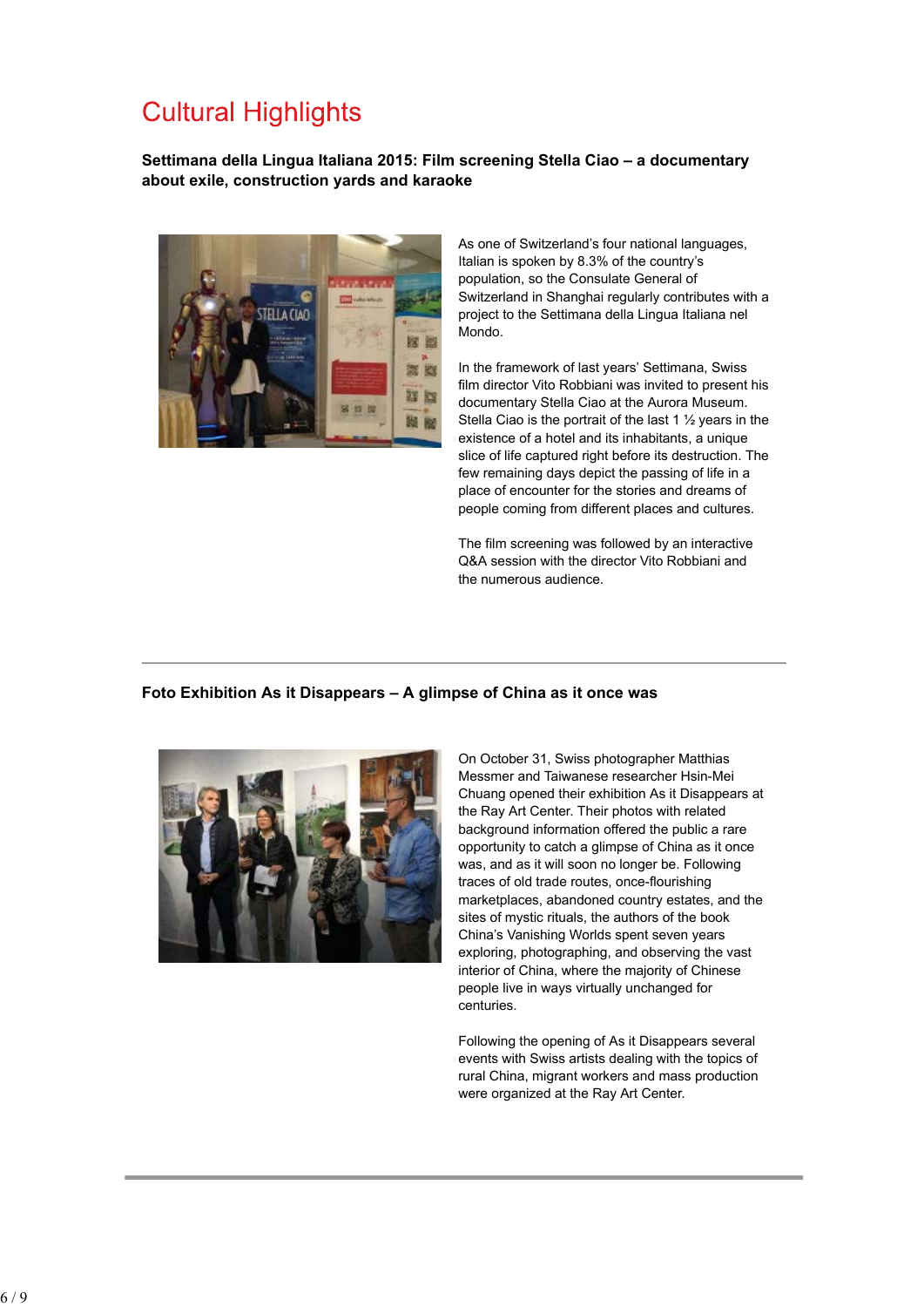# Cultural Highlights

**Settimana della Lingua Italiana 2015: Film screening Stella Ciao – a documentary about exile, construction yards and karaoke**

As one of Switzerland's four national languages, Italian is spoken by 8.3% of the country's population, so the Consulate General of Switzerland in Shanghai regularly contributes with a project to the Settimana della Lingua Italiana nel Mondo.

In the framework of last years' Settimana, Swiss film director Vito Robbiani was invited to present his documentary Stella Ciao at the Aurora Museum. Stella Ciao is the portrait of the last 1 ½ years in the existence of a hotel and its inhabitants, a unique slice of life captured right before its destruction. The few remaining days depict the passing of life in a place of encounter for the stories and dreams of people coming from different places and cultures.

The film screening was followed by an interactive Q&A session with the director Vito Robbiani and the numerous audience.

---

**Foto Exhibition As it Disappears – A glimpse of China as it once was**

On October 31, Swiss photographer Matthias Messmer and Taiwanese researcher Hsin-Mei Chuang opened their exhibition As it Disappears at the Ray Art Center. Their photos with related background information offered the public a rare opportunity to catch a glimpse of China as it once was, and as it will soon no longer be. Following traces of old trade routes, once-flourishing marketplaces, abandoned country estates, and the sites of mystic rituals, the authors of the book China's Vanishing Worlds spent seven years exploring, photographing, and observing the vast interior of China, where the majority of Chinese people live in ways virtually unchanged for centuries.

Following the opening of As it Disappears several events with Swiss artists dealing with the topics of rural China, migrant workers and mass production were organized at the Ray Art Center.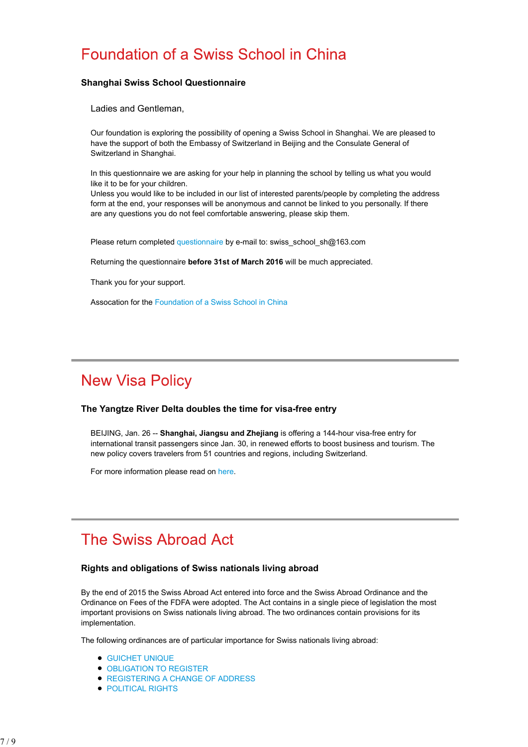# Foundation of a Swiss School in China

### Shanghai Swiss School Questionnaire

Ladies and Gentleman,

Our foundation is exploring the possibility of opening a Swiss School in Shanghai. We are pleased to have the support of both the Embassy of Switzerland in Beijing and the Consulate General of Switzerland in Shanghai.

In this questionnaire we are asking for your help in planning the school by telling us what you would like it to be for your children.
Unless you would like to be included in our list of interested parents/people by completing the address form at the end, your responses will be anonymous and cannot be linked to you personally. If there are any questions you do not feel comfortable answering, please skip them.

Please return completed questionnaire by e-mail to: swiss_school_sh@163.com

Returning the questionnaire **before 31st of March 2016** will be much appreciated.

Thank you for your support.

Assocation for the Foundation of a Swiss School in China

# New Visa Policy

### The Yangtze River Delta doubles the time for visa-free entry

BEIJING, Jan. 26 -- **Shanghai, Jiangsu and Zhejiang** is offering a 144-hour visa-free entry for international transit passengers since Jan. 30, in renewed efforts to boost business and tourism. The new policy covers travelers from 51 countries and regions, including Switzerland.

For more information please read on here.

# The Swiss Abroad Act

### Rights and obligations of Swiss nationals living abroad

By the end of 2015 the Swiss Abroad Act entered into force and the Swiss Abroad Ordinance and the Ordinance on Fees of the FDFA were adopted. The Act contains in a single piece of legislation the most important provisions on Swiss nationals living abroad. The two ordinances contain provisions for its implementation.

The following ordinances are of particular importance for Swiss nationals living abroad:

- GUICHET UNIQUE
- OBLIGATION TO REGISTER
- REGISTERING A CHANGE OF ADDRESS
- POLITICAL RIGHTS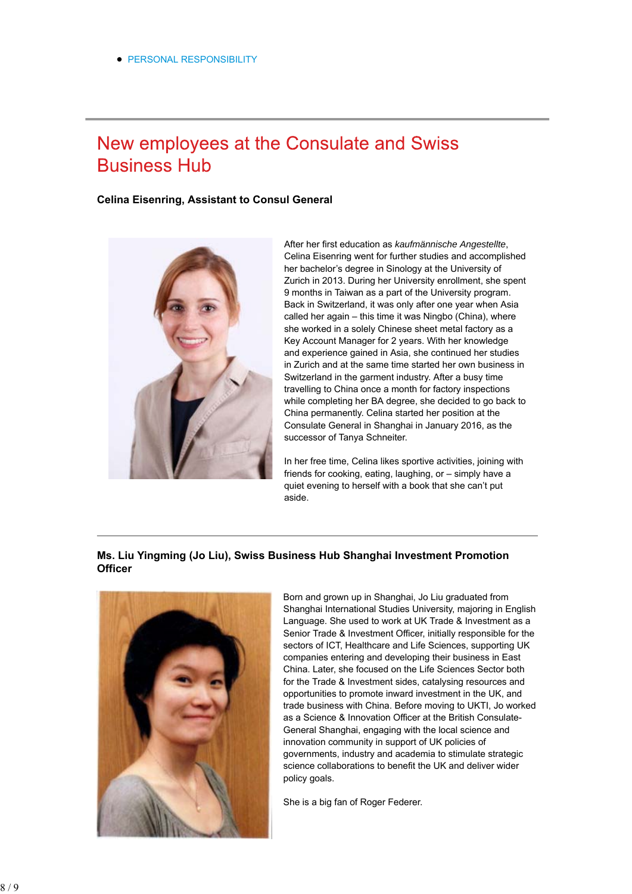- PERSONAL RESPONSIBILITY

# New employees at the Consulate and Swiss Business Hub

**Celina Eisenring, Assistant to Consul General**

After her first education as *kaufmännische Angestellte*, Celina Eisenring went for further studies and accomplished her bachelor's degree in Sinology at the University of Zurich in 2013. During her University enrollment, she spent 9 months in Taiwan as a part of the University program. Back in Switzerland, it was only after one year when Asia called her again – this time it was Ningbo (China), where she worked in a solely Chinese sheet metal factory as a Key Account Manager for 2 years. With her knowledge and experience gained in Asia, she continued her studies in Zurich and at the same time started her own business in Switzerland in the garment industry. After a busy time travelling to China once a month for factory inspections while completing her BA degree, she decided to go back to China permanently. Celina started her position at the Consulate General in Shanghai in January 2016, as the successor of Tanya Schneiter.

In her free time, Celina likes sportive activities, joining with friends for cooking, eating, laughing, or – simply have a quiet evening to herself with a book that she can't put aside.

---

**Ms. Liu Yingming (Jo Liu), Swiss Business Hub Shanghai Investment Promotion Officer**

Born and grown up in Shanghai, Jo Liu graduated from Shanghai International Studies University, majoring in English Language. She used to work at UK Trade & Investment as a Senior Trade & Investment Officer, initially responsible for the sectors of ICT, Healthcare and Life Sciences, supporting UK companies entering and developing their business in East China. Later, she focused on the Life Sciences Sector both for the Trade & Investment sides, catalysing resources and opportunities to promote inward investment in the UK, and trade business with China. Before moving to UKTI, Jo worked as a Science & Innovation Officer at the British Consulate-General Shanghai, engaging with the local science and innovation community in support of UK policies of governments, industry and academia to stimulate strategic science collaborations to benefit the UK and deliver wider policy goals.

She is a big fan of Roger Federer.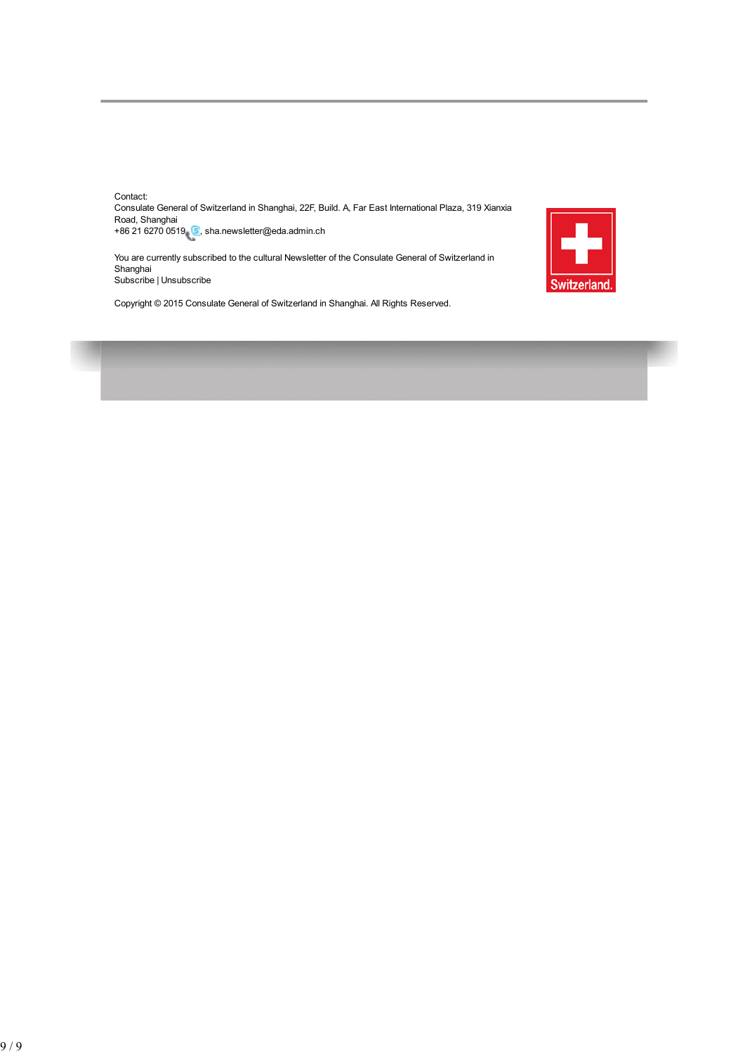Contact:
Consulate General of Switzerland in Shanghai, 22F, Build. A, Far East International Plaza, 319 Xianxia Road, Shanghai
+86 21 6270 0519, sha.newsletter@eda.admin.ch

You are currently subscribed to the cultural Newsletter of the Consulate General of Switzerland in Shanghai
Subscribe | Unsubscribe

Copyright © 2015 Consulate General of Switzerland in Shanghai. All Rights Reserved.

Switzerland.